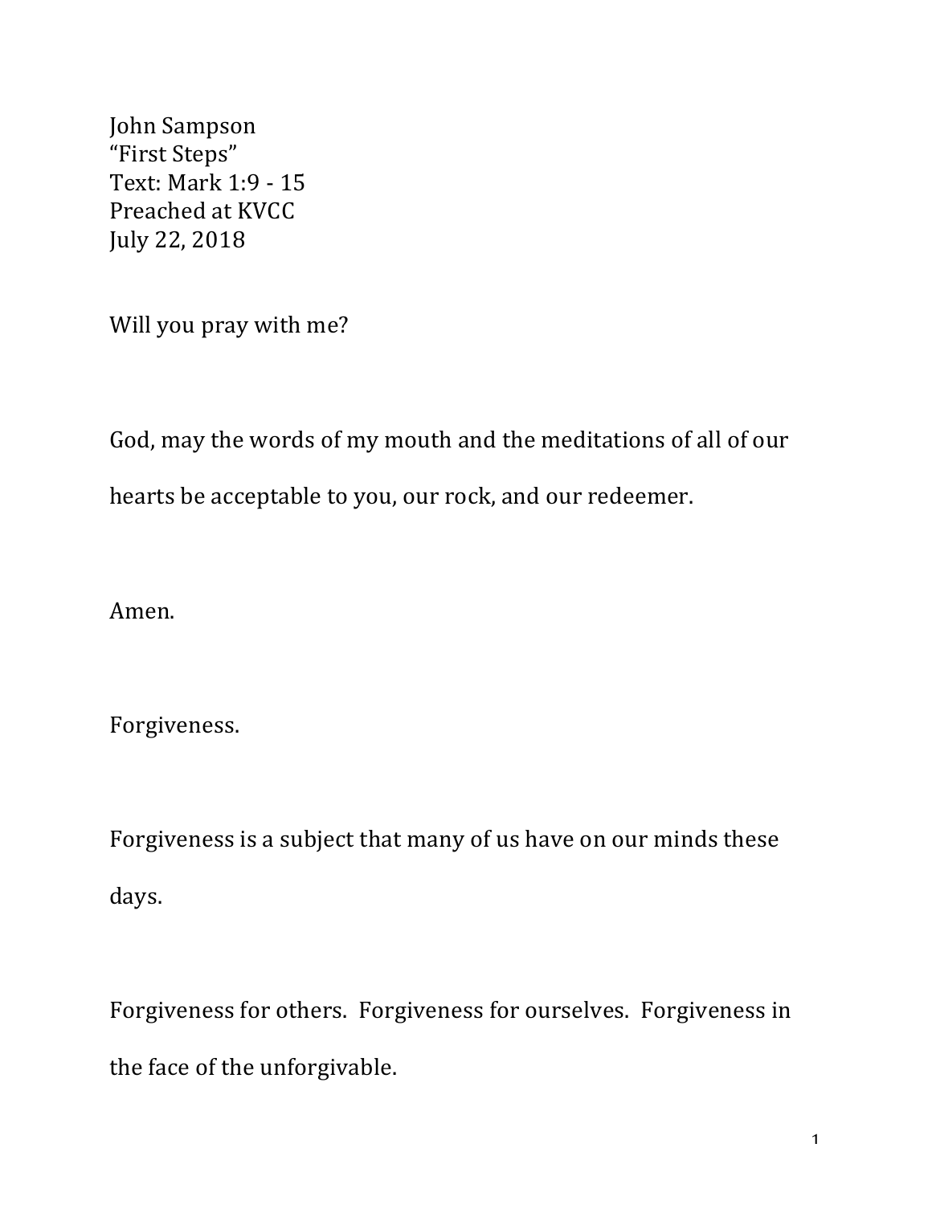John Sampson
“First Steps”
Text: Mark 1:9 - 15
Preached at KVCC
July 22, 2018

Will you pray with me?

God, may the words of my mouth and the meditations of all of our hearts be acceptable to you, our rock, and our redeemer.

Amen.

Forgiveness.

Forgiveness is a subject that many of us have on our minds these days.

Forgiveness for others. Forgiveness for ourselves. Forgiveness in the face of the unforgivable.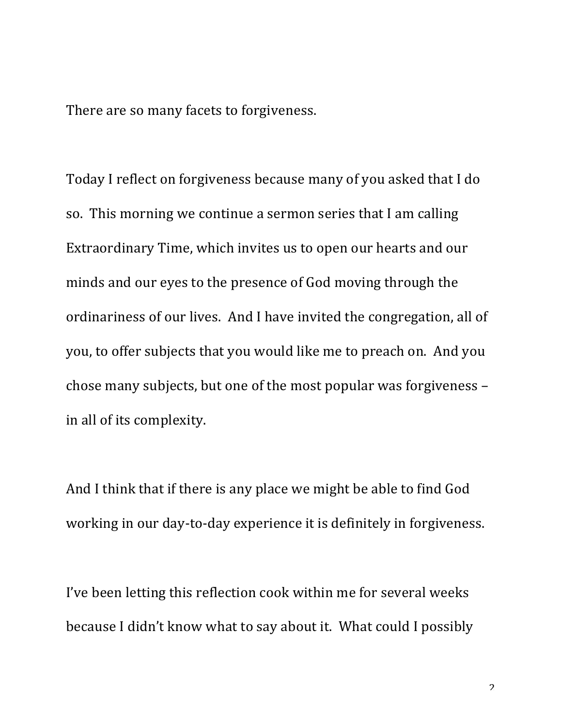There are so many facets to forgiveness.

Today I reflect on forgiveness because many of you asked that I do so. This morning we continue a sermon series that I am calling Extraordinary Time, which invites us to open our hearts and our minds and our eyes to the presence of God moving through the ordinariness of our lives. And I have invited the congregation, all of you, to offer subjects that you would like me to preach on. And you chose many subjects, but one of the most popular was forgiveness – in all of its complexity.

And I think that if there is any place we might be able to find God working in our day-to-day experience it is definitely in forgiveness.

I've been letting this reflection cook within me for several weeks because I didn't know what to say about it. What could I possibly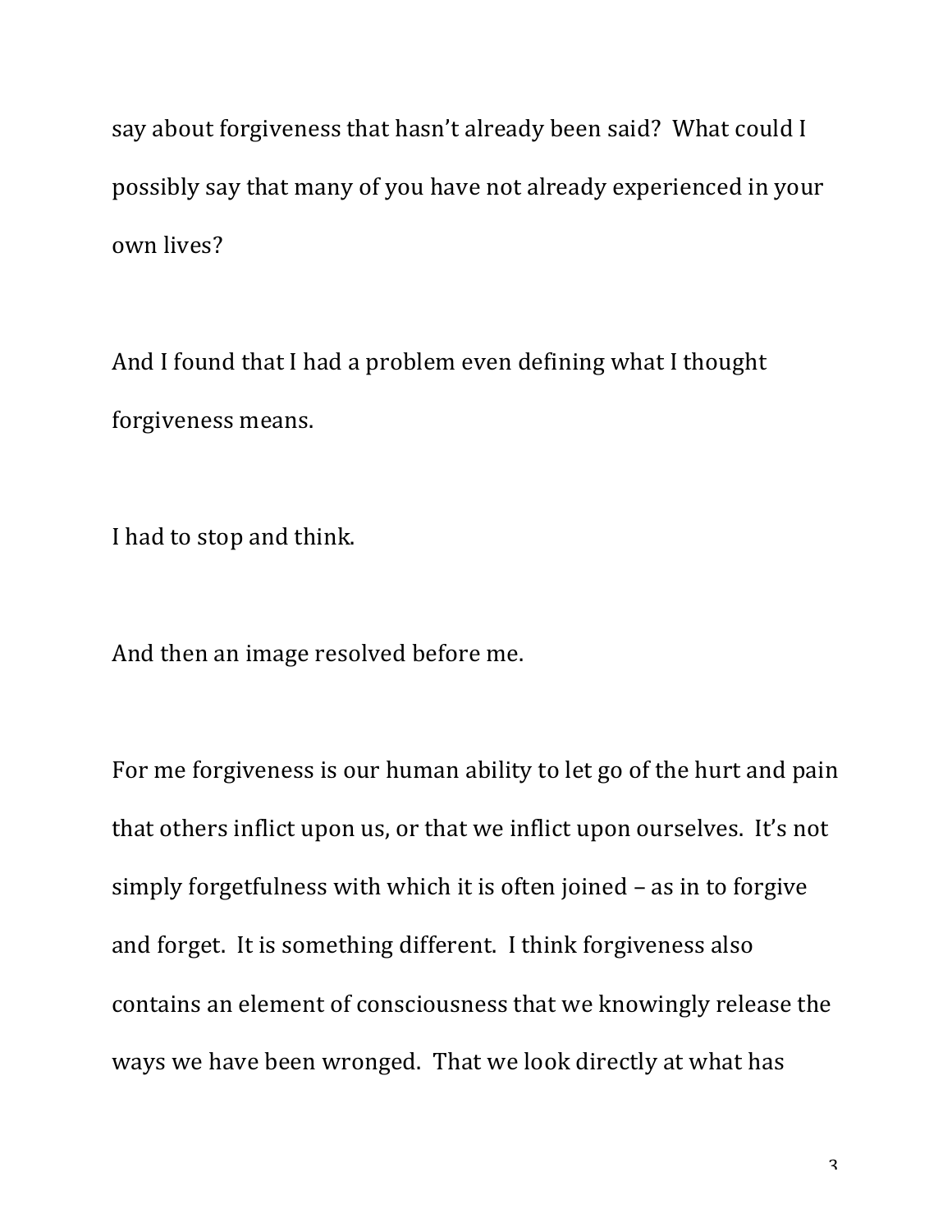say about forgiveness that hasn't already been said? What could I possibly say that many of you have not already experienced in your own lives?

And I found that I had a problem even defining what I thought forgiveness means.

I had to stop and think.

And then an image resolved before me.

For me forgiveness is our human ability to let go of the hurt and pain that others inflict upon us, or that we inflict upon ourselves. It's not simply forgetfulness with which it is often joined – as in to forgive and forget. It is something different. I think forgiveness also contains an element of consciousness that we knowingly release the ways we have been wronged. That we look directly at what has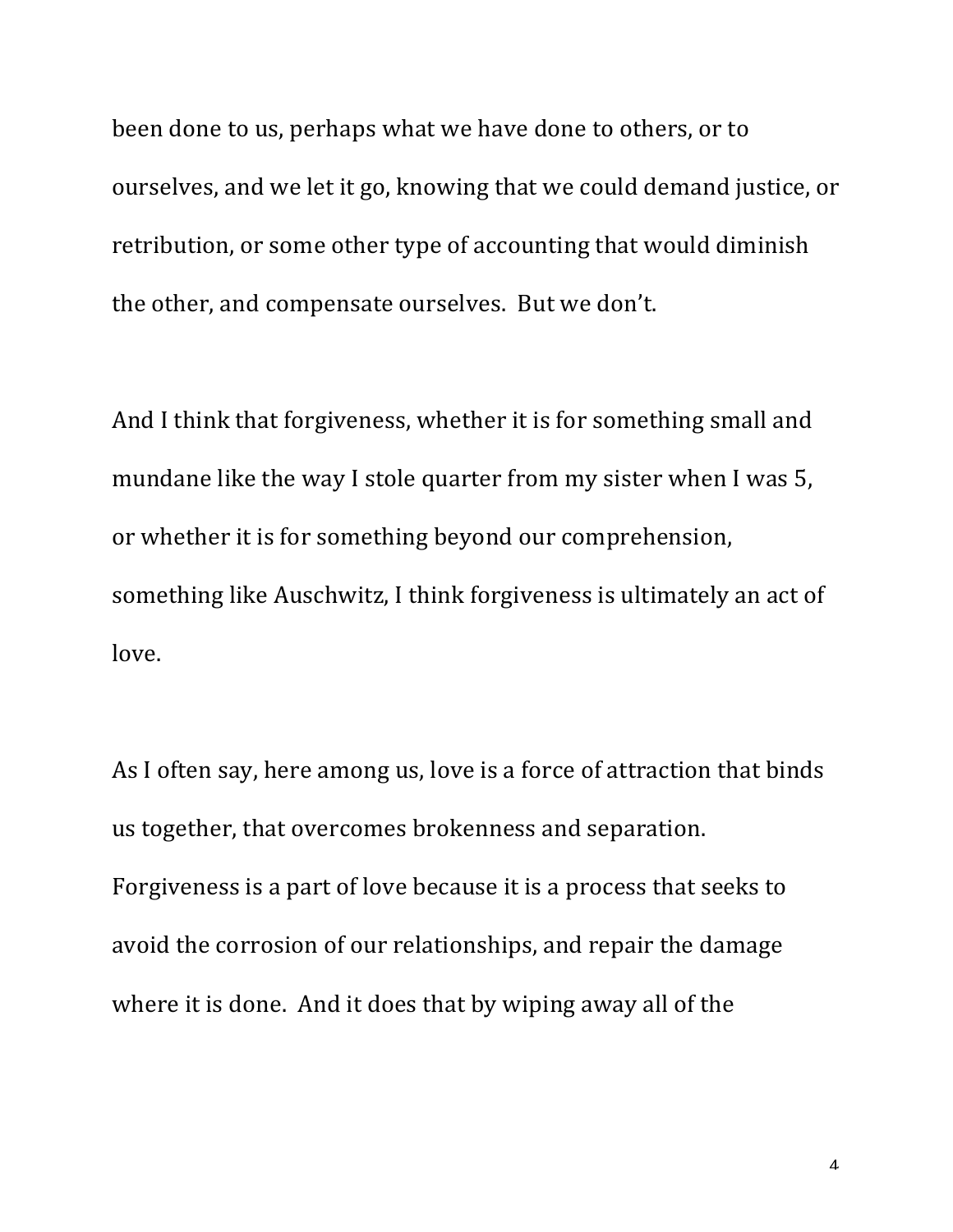been done to us, perhaps what we have done to others, or to ourselves, and we let it go, knowing that we could demand justice, or retribution, or some other type of accounting that would diminish the other, and compensate ourselves. But we don't.

And I think that forgiveness, whether it is for something small and mundane like the way I stole quarter from my sister when I was 5, or whether it is for something beyond our comprehension, something like Auschwitz, I think forgiveness is ultimately an act of love.

As I often say, here among us, love is a force of attraction that binds us together, that overcomes brokenness and separation. Forgiveness is a part of love because it is a process that seeks to avoid the corrosion of our relationships, and repair the damage where it is done. And it does that by wiping away all of the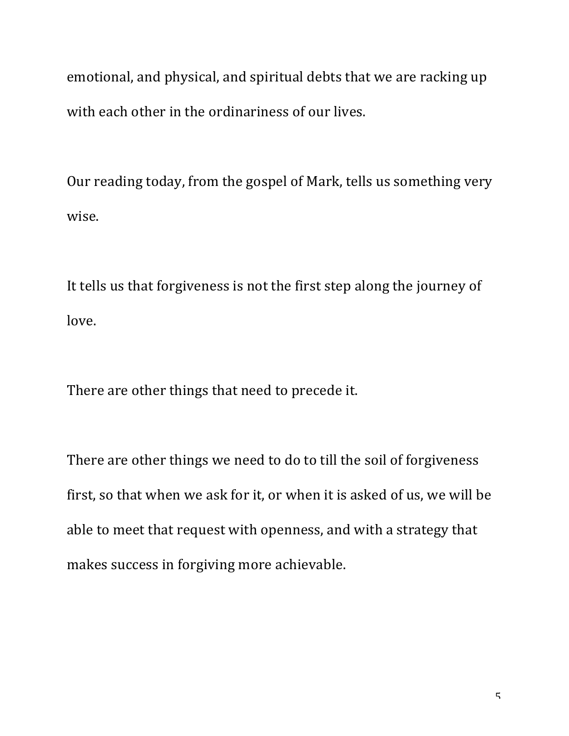emotional, and physical, and spiritual debts that we are racking up with each other in the ordinariness of our lives.

Our reading today, from the gospel of Mark, tells us something very wise.

It tells us that forgiveness is not the first step along the journey of love.

There are other things that need to precede it.

There are other things we need to do to till the soil of forgiveness first, so that when we ask for it, or when it is asked of us, we will be able to meet that request with openness, and with a strategy that makes success in forgiving more achievable.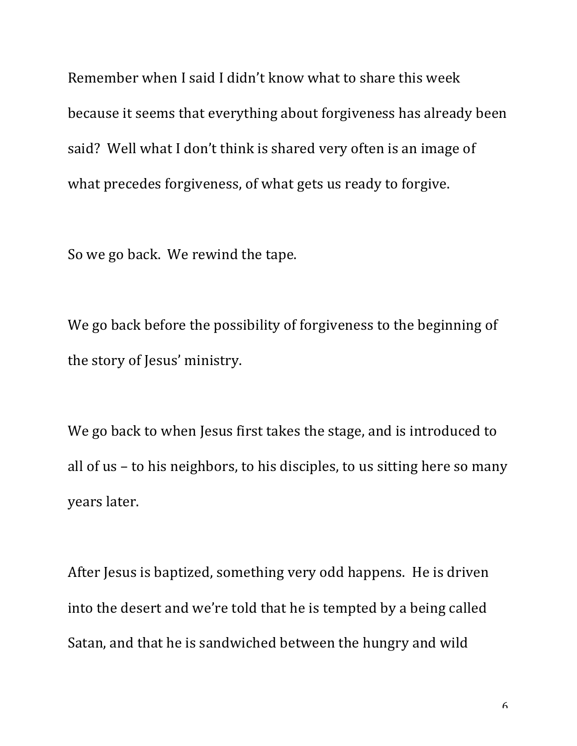Remember when I said I didn't know what to share this week because it seems that everything about forgiveness has already been said? Well what I don't think is shared very often is an image of what precedes forgiveness, of what gets us ready to forgive.

So we go back. We rewind the tape.

We go back before the possibility of forgiveness to the beginning of the story of Jesus' ministry.

We go back to when Jesus first takes the stage, and is introduced to all of us – to his neighbors, to his disciples, to us sitting here so many years later.

After Jesus is baptized, something very odd happens. He is driven into the desert and we're told that he is tempted by a being called Satan, and that he is sandwiched between the hungry and wild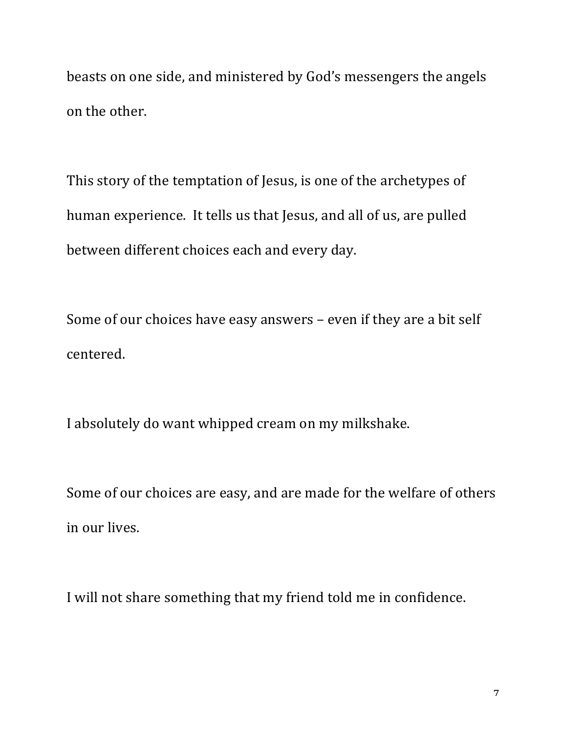beasts on one side, and ministered by God's messengers the angels on the other.

This story of the temptation of Jesus, is one of the archetypes of human experience. It tells us that Jesus, and all of us, are pulled between different choices each and every day.

Some of our choices have easy answers – even if they are a bit self centered.

I absolutely do want whipped cream on my milkshake.

Some of our choices are easy, and are made for the welfare of others in our lives.

I will not share something that my friend told me in confidence.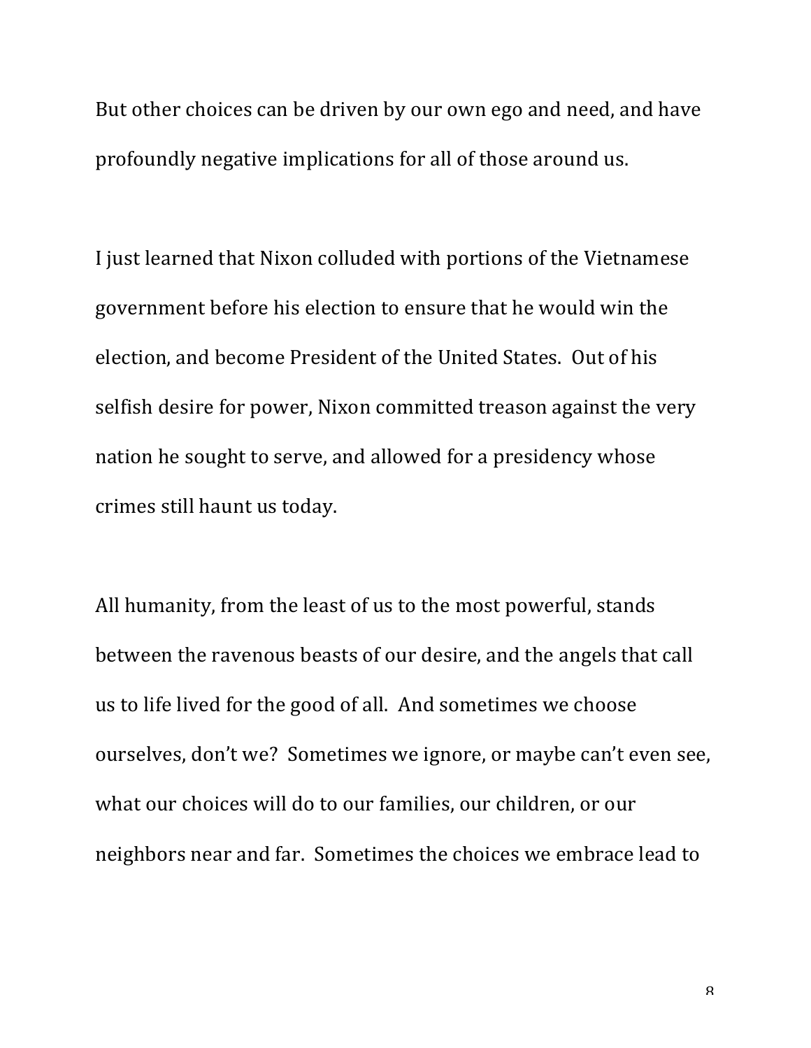But other choices can be driven by our own ego and need, and have profoundly negative implications for all of those around us.

I just learned that Nixon colluded with portions of the Vietnamese government before his election to ensure that he would win the election, and become President of the United States. Out of his selfish desire for power, Nixon committed treason against the very nation he sought to serve, and allowed for a presidency whose crimes still haunt us today.

All humanity, from the least of us to the most powerful, stands between the ravenous beasts of our desire, and the angels that call us to life lived for the good of all. And sometimes we choose ourselves, don't we? Sometimes we ignore, or maybe can't even see, what our choices will do to our families, our children, or our neighbors near and far. Sometimes the choices we embrace lead to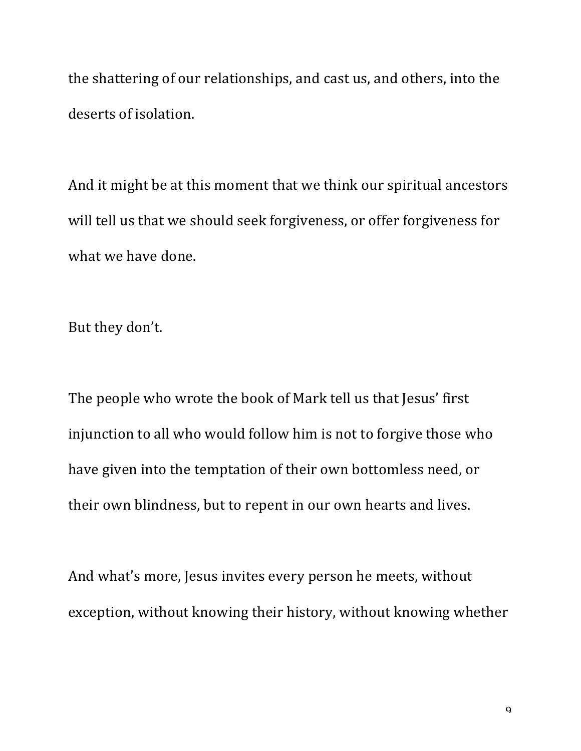the shattering of our relationships, and cast us, and others, into the deserts of isolation.

And it might be at this moment that we think our spiritual ancestors will tell us that we should seek forgiveness, or offer forgiveness for what we have done.

But they don't.

The people who wrote the book of Mark tell us that Jesus' first injunction to all who would follow him is not to forgive those who have given into the temptation of their own bottomless need, or their own blindness, but to repent in our own hearts and lives.

And what's more, Jesus invites every person he meets, without exception, without knowing their history, without knowing whether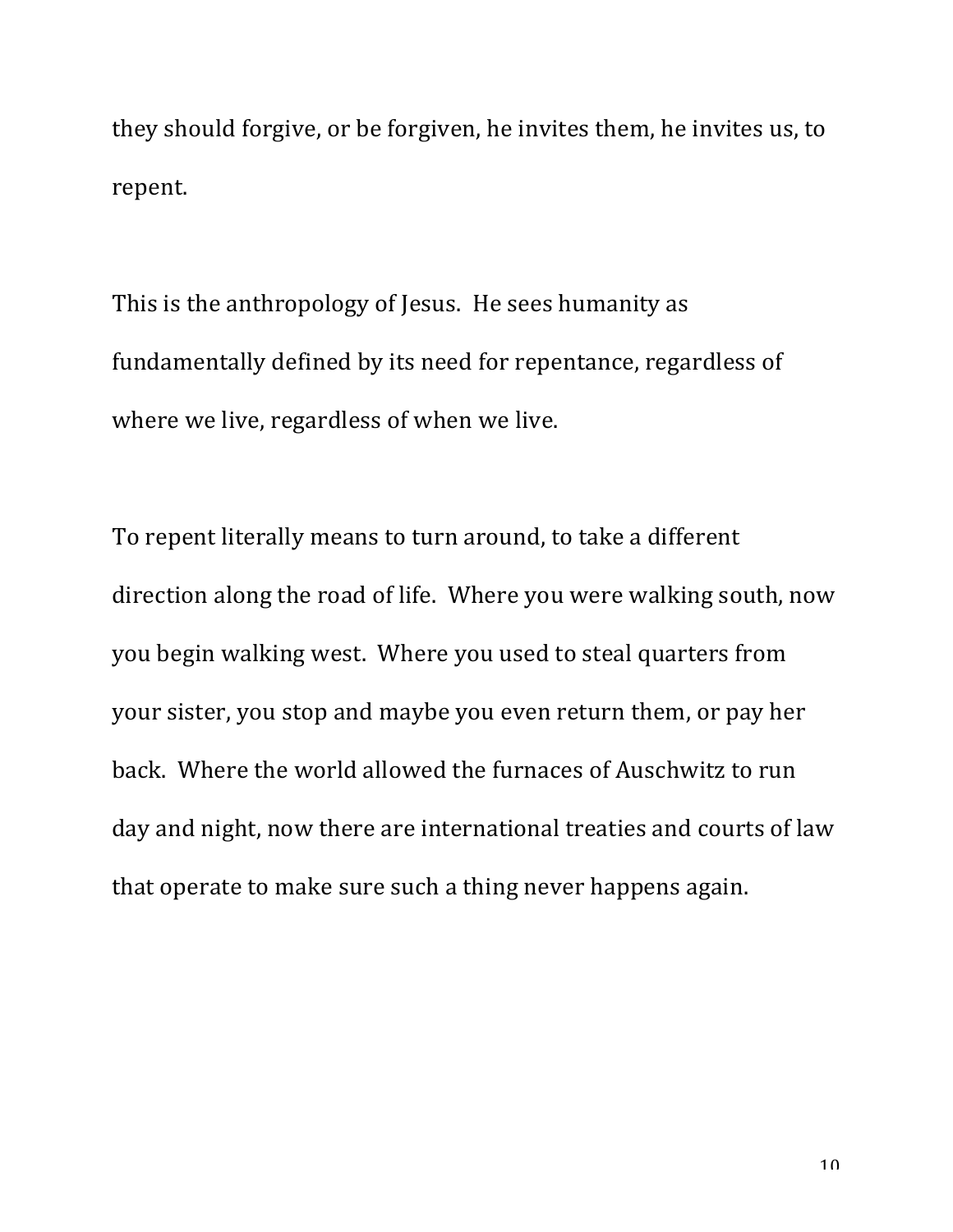they should forgive, or be forgiven, he invites them, he invites us, to repent.

This is the anthropology of Jesus. He sees humanity as fundamentally defined by its need for repentance, regardless of where we live, regardless of when we live.

To repent literally means to turn around, to take a different direction along the road of life. Where you were walking south, now you begin walking west. Where you used to steal quarters from your sister, you stop and maybe you even return them, or pay her back. Where the world allowed the furnaces of Auschwitz to run day and night, now there are international treaties and courts of law that operate to make sure such a thing never happens again.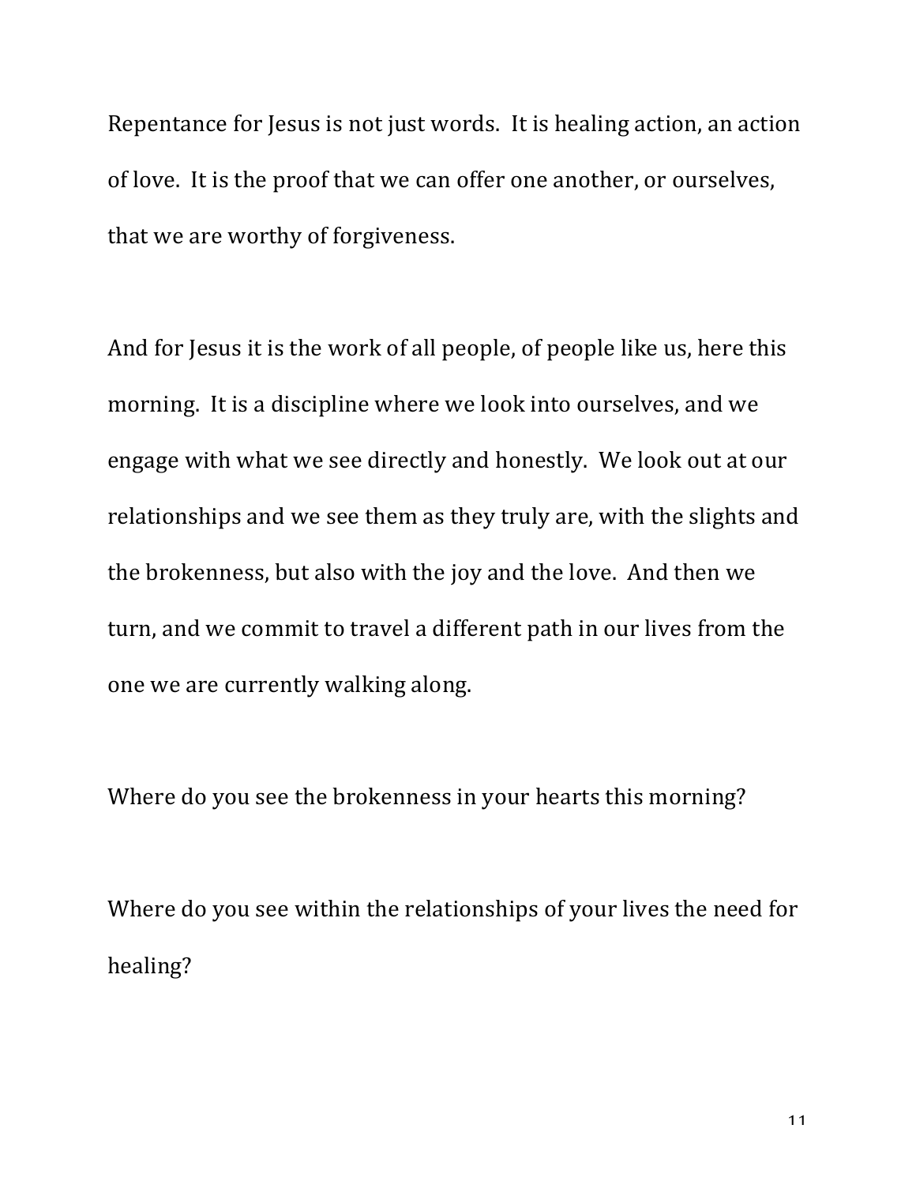Repentance for Jesus is not just words. It is healing action, an action of love. It is the proof that we can offer one another, or ourselves, that we are worthy of forgiveness.

And for Jesus it is the work of all people, of people like us, here this morning. It is a discipline where we look into ourselves, and we engage with what we see directly and honestly. We look out at our relationships and we see them as they truly are, with the slights and the brokenness, but also with the joy and the love. And then we turn, and we commit to travel a different path in our lives from the one we are currently walking along.

Where do you see the brokenness in your hearts this morning?

Where do you see within the relationships of your lives the need for healing?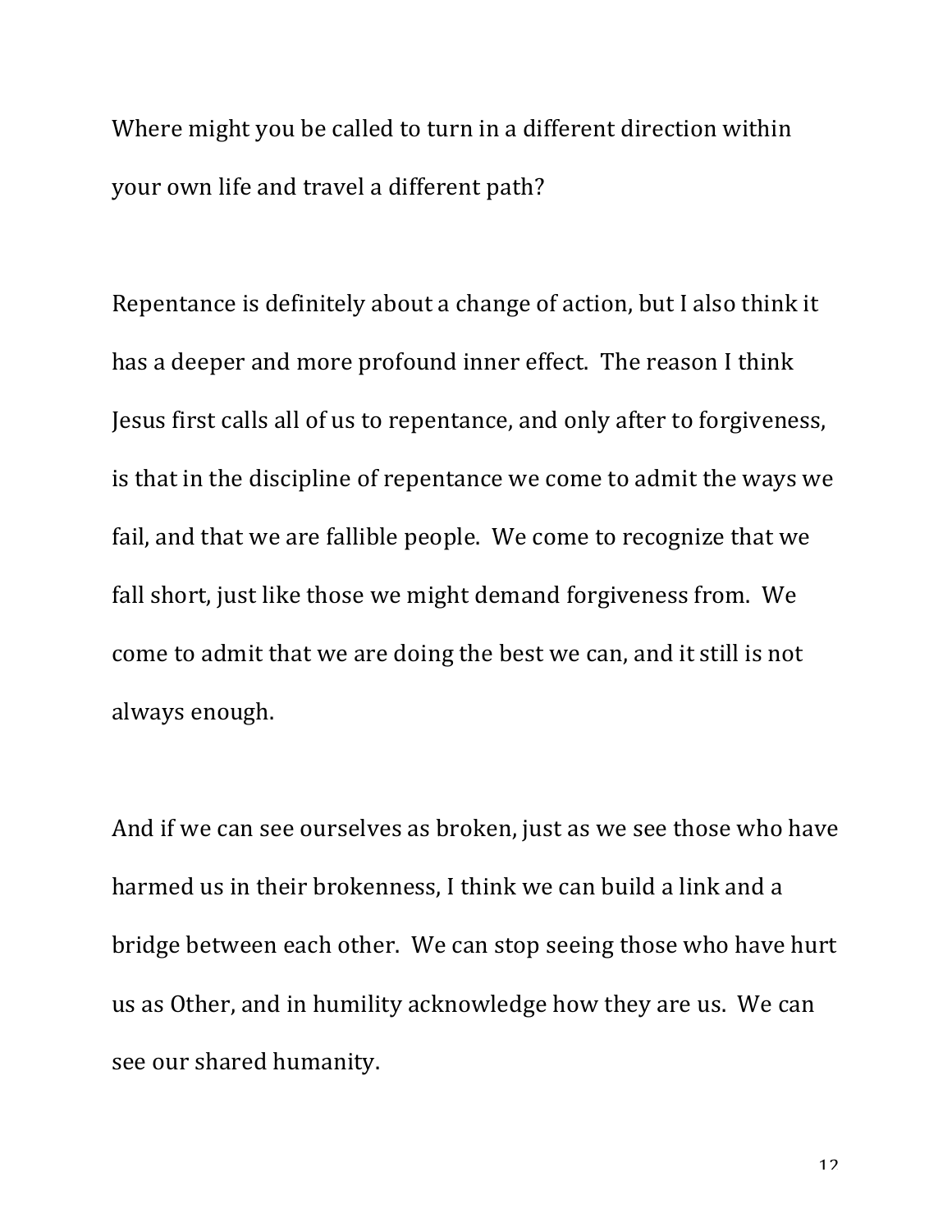Where might you be called to turn in a different direction within your own life and travel a different path?

Repentance is definitely about a change of action, but I also think it has a deeper and more profound inner effect. The reason I think Jesus first calls all of us to repentance, and only after to forgiveness, is that in the discipline of repentance we come to admit the ways we fail, and that we are fallible people. We come to recognize that we fall short, just like those we might demand forgiveness from. We come to admit that we are doing the best we can, and it still is not always enough.

And if we can see ourselves as broken, just as we see those who have harmed us in their brokenness, I think we can build a link and a bridge between each other. We can stop seeing those who have hurt us as Other, and in humility acknowledge how they are us. We can see our shared humanity.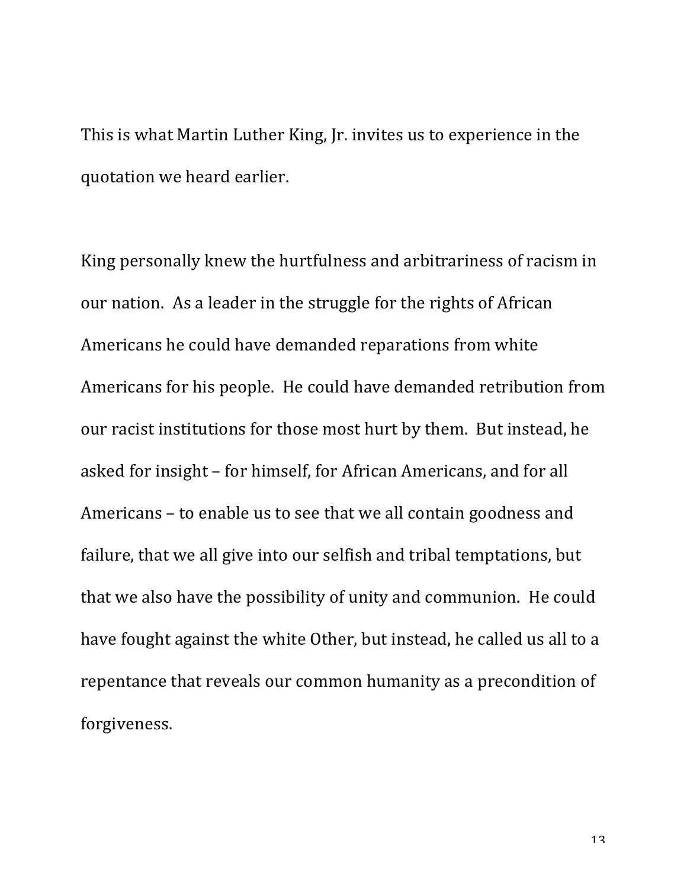This is what Martin Luther King, Jr. invites us to experience in the quotation we heard earlier.

King personally knew the hurtfulness and arbitrariness of racism in our nation. As a leader in the struggle for the rights of African Americans he could have demanded reparations from white Americans for his people. He could have demanded retribution from our racist institutions for those most hurt by them. But instead, he asked for insight – for himself, for African Americans, and for all Americans – to enable us to see that we all contain goodness and failure, that we all give into our selfish and tribal temptations, but that we also have the possibility of unity and communion. He could have fought against the white Other, but instead, he called us all to a repentance that reveals our common humanity as a precondition of forgiveness.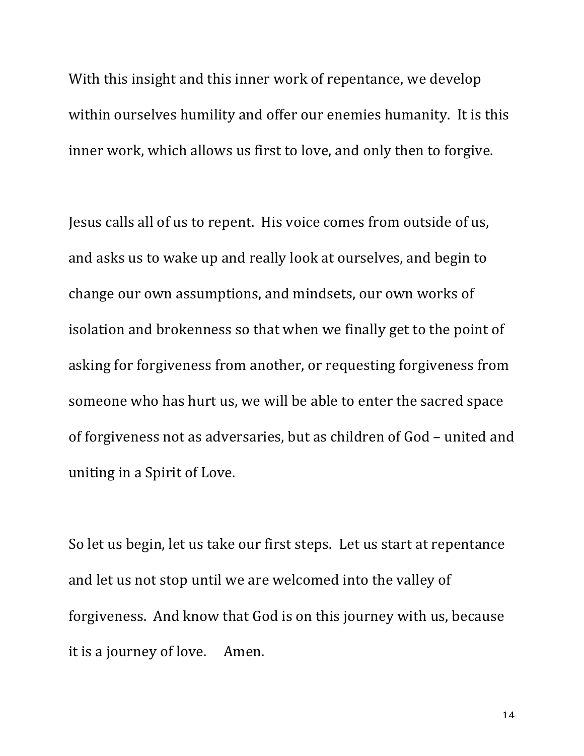With this insight and this inner work of repentance, we develop within ourselves humility and offer our enemies humanity. It is this inner work, which allows us first to love, and only then to forgive.

Jesus calls all of us to repent. His voice comes from outside of us, and asks us to wake up and really look at ourselves, and begin to change our own assumptions, and mindsets, our own works of isolation and brokenness so that when we finally get to the point of asking for forgiveness from another, or requesting forgiveness from someone who has hurt us, we will be able to enter the sacred space of forgiveness not as adversaries, but as children of God – united and uniting in a Spirit of Love.

So let us begin, let us take our first steps. Let us start at repentance and let us not stop until we are welcomed into the valley of forgiveness. And know that God is on this journey with us, because it is a journey of love. Amen.